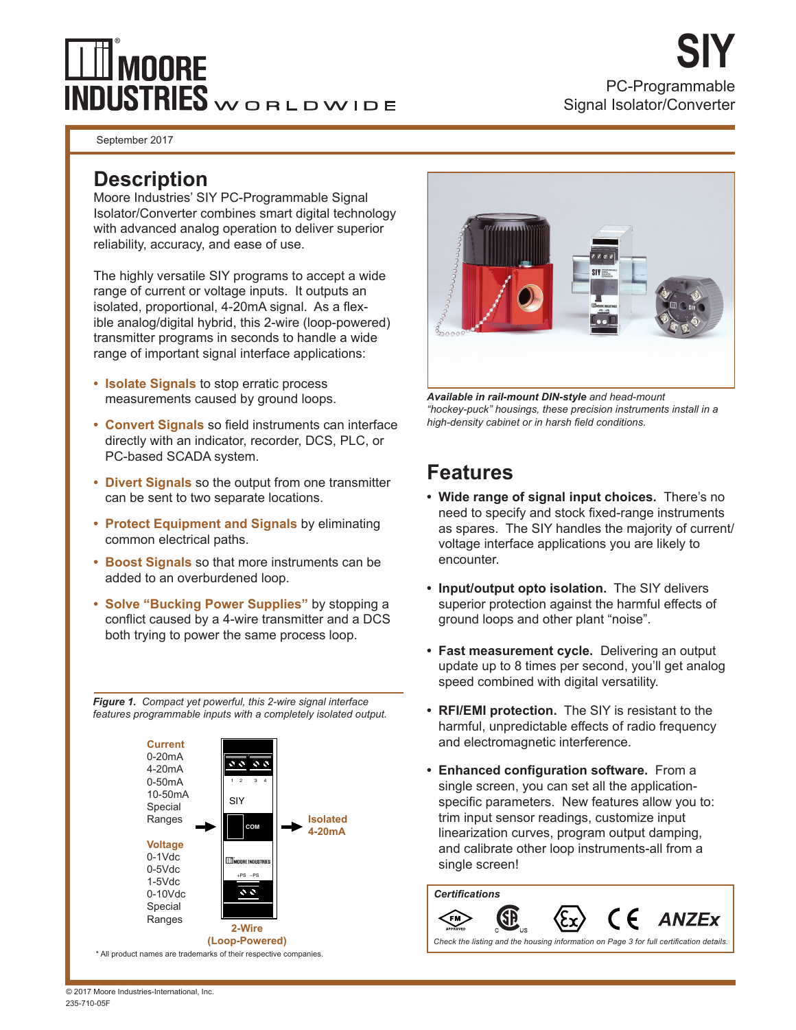# SIY

PC-Programmable Signal Isolator/Converter

September 2017

## Description

Moore Industries' SIY PC-Programmable Signal Isolator/Converter combines smart digital technology with advanced analog operation to deliver superior reliability, accuracy, and ease of use.

The highly versatile SIY programs to accept a wide range of current or voltage inputs. It outputs an isolated, proportional, 4-20mA signal. As a flexible analog/digital hybrid, this 2-wire (loop-powered) transmitter programs in seconds to handle a wide range of important signal interface applications:

- **Isolate Signals** to stop erratic process measurements caused by ground loops.
- **Convert Signals** so field instruments can interface directly with an indicator, recorder, DCS, PLC, or PC-based SCADA system.
- **Divert Signals** so the output from one transmitter can be sent to two separate locations.
- **Protect Equipment and Signals** by eliminating common electrical paths.
- **Boost Signals** so that more instruments can be added to an overburdened loop.
- **Solve "Bucking Power Supplies"** by stopping a conflict caused by a 4-wire transmitter and a DCS both trying to power the same process loop.

***Figure 1.*** *Compact yet powerful, this 2-wire signal interface features programmable inputs with a completely isolated output.*

**Current**
0-20mA
4-20mA
0-50mA
10-50mA
Special Ranges

**Voltage**
0-1Vdc
0-5Vdc
1-5Vdc
0-10Vdc
Special Ranges

SIY → **Isolated 4-20mA**

**2-Wire (Loop-Powered)**

\* All product names are trademarks of their respective companies.

***Available in rail-mount DIN-style*** *and head-mount "hockey-puck" housings, these precision instruments install in a high-density cabinet or in harsh field conditions.*

## Features

- **Wide range of signal input choices.** There's no need to specify and stock fixed-range instruments as spares. The SIY handles the majority of current/voltage interface applications you are likely to encounter.
- **Input/output opto isolation.** The SIY delivers superior protection against the harmful effects of ground loops and other plant "noise".
- **Fast measurement cycle.** Delivering an output update up to 8 times per second, you'll get analog speed combined with digital versatility.
- **RFI/EMI protection.** The SIY is resistant to the harmful, unpredictable effects of radio frequency and electromagnetic interference.
- **Enhanced configuration software.** From a single screen, you can set all the application-specific parameters. New features allow you to: trim input sensor readings, customize input linearization curves, program output damping, and calibrate other loop instruments-all from a single screen!

***Certifications***

*Check the listing and the housing information on Page 3 for full certification details.*

© 2017 Moore Industries-International, Inc.
235-710-05F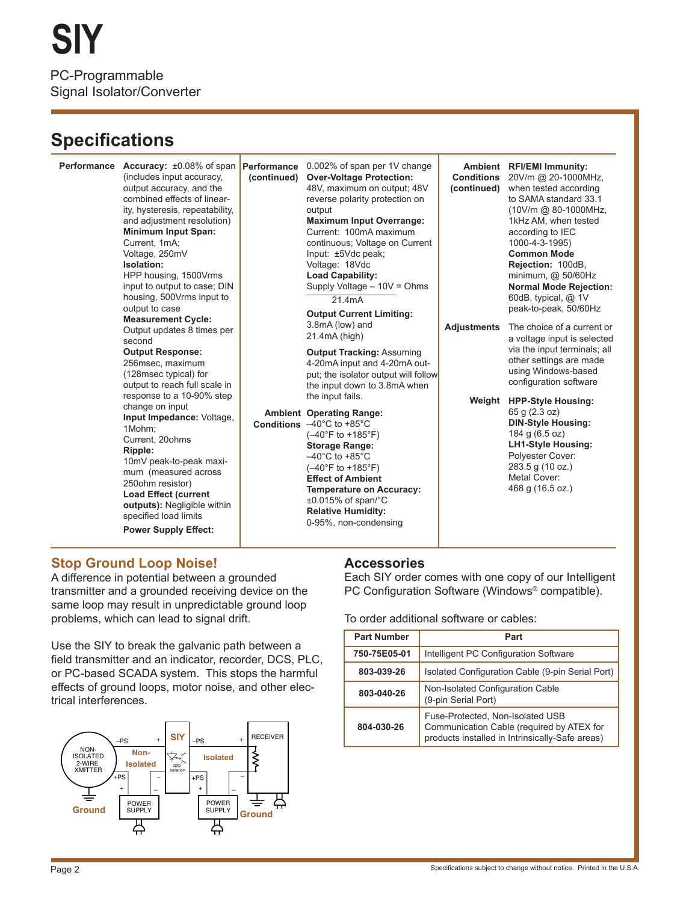# SIY

PC-Programmable
Signal Isolator/Converter

## Specifications

### Performance

**Accuracy:** ±0.08% of span (includes input accuracy, output accuracy, and the combined effects of linearity, hysteresis, repeatability, and adjustment resolution)

**Minimum Input Span:**
Current, 1mA;
Voltage, 250mV

**Isolation:**
HPP housing, 1500Vrms input to output to case; DIN housing, 500Vrms input to output to case

**Measurement Cycle:**
Output updates 8 times per second

**Output Response:**
256msec, maximum (128msec typical) for output to reach full scale in response to a 10-90% step change on input

**Input Impedance:** Voltage, 1Mohm;
Current, 20ohms

**Ripple:**
10mV peak-to-peak maximum (measured across 250ohm resistor)

**Load Effect (current outputs):** Negligible within specified load limits

**Power Supply Effect:**
0.002% of span per 1V change

**Over-Voltage Protection:**
48V, maximum on output; 48V reverse polarity protection on output

**Maximum Input Overrange:**
Current: 100mA maximum continuous; Voltage on Current Input: ±5Vdc peak;
Voltage: 18Vdc

**Load Capability:**

$$\frac{\text{Supply Voltage} - 10\text{V}}{21.4\text{mA}} = \text{Ohms}$$

**Output Current Limiting:**
3.8mA (low) and 21.4mA (high)

**Output Tracking:** Assuming 4-20mA input and 4-20mA output; the isolator output will follow the input down to 3.8mA when the input fails.

### Ambient Conditions

**Operating Range:**
–40°C to +85°C
(–40°F to +185°F)

**Storage Range:**
–40°C to +85°C
(–40°F to +185°F)

**Effect of Ambient Temperature on Accuracy:**
±0.015% of span/°C

**Relative Humidity:**
0-95%, non-condensing

**RFI/EMI Immunity:**
20V/m @ 20-1000MHz, when tested according to SAMA standard 33.1 (10V/m @ 80-1000MHz, 1kHz AM, when tested according to IEC 1000-4-3-1995)

**Common Mode Rejection:** 100dB, minimum, @ 50/60Hz

**Normal Mode Rejection:**
60dB, typical, @ 1V peak-to-peak, 50/60Hz

### Adjustments

The choice of a current or a voltage input is selected via the input terminals; all other settings are made using Windows-based configuration software

### Weight

**HPP-Style Housing:**
65 g (2.3 oz)

**DIN-Style Housing:**
184 g (6.5 oz)

**LH1-Style Housing:**
Polyester Cover:
283.5 g (10 oz.)
Metal Cover:
468 g (16.5 oz.)

## Stop Ground Loop Noise!

A difference in potential between a grounded transmitter and a grounded receiving device on the same loop may result in unpredictable ground loop problems, which can lead to signal drift.

Use the SIY to break the galvanic path between a field transmitter and an indicator, recorder, DCS, PLC, or PC-based SCADA system. This stops the harmful effects of ground loops, motor noise, and other electrical interferences.

NON-ISOLATED 2-WIRE XMITTER | –PS | + | Non-Isolated | SIY | opto isolation | –PS | + | Isolated | RECEIVER | +PS | + | – | POWER SUPPLY | +PS | + | – | POWER SUPPLY | Ground | Ground

## Accessories

Each SIY order comes with one copy of our Intelligent PC Configuration Software (Windows® compatible).

To order additional software or cables:

| Part Number | Part |
|---|---|
| 750-75E05-01 | Intelligent PC Configuration Software |
| 803-039-26 | Isolated Configuration Cable (9-pin Serial Port) |
| 803-040-26 | Non-Isolated Configuration Cable (9-pin Serial Port) |
| 804-030-26 | Fuse-Protected, Non-Isolated USB Communication Cable (required by ATEX for products installed in Intrinsically-Safe areas) |

Specifications subject to change without notice. Printed in the U.S.A.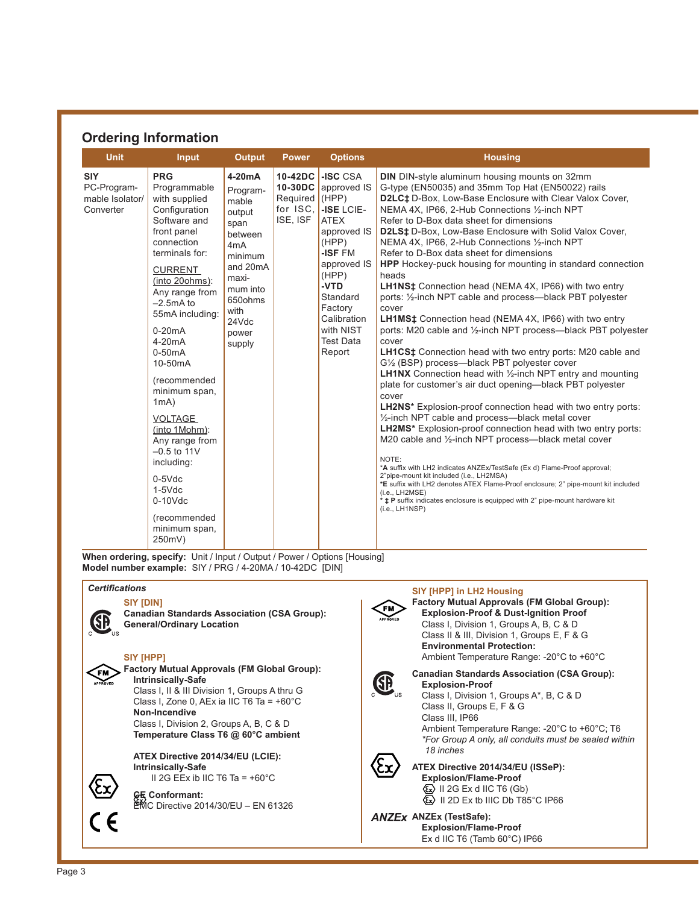## Ordering Information

| Unit | Input | Output | Power | Options | Housing |
|---|---|---|---|---|---|
| **SIY** PC-Programmable Isolator/ Converter | **PRG** Programmable with supplied Configuration Software and front panel connection terminals for:<br><br>CURRENT (into 20ohms): Any range from –2.5mA to 55mA including:<br><br>0-20mA<br>4-20mA<br>0-50mA<br>10-50mA<br><br>(recommended minimum span, 1mA)<br><br>VOLTAGE (into 1Mohm): Any range from –0.5 to 11V including:<br><br>0-5Vdc<br>1-5Vdc<br>0-10Vdc<br><br>(recommended minimum span, 250mV) | **4-20mA** Programmable output span between 4mA minimum and 20mA maximum into 650ohms with 24Vdc power supply | **10-42DC**<br>**10-30DC** Required for ISC, ISE, ISF | **-ISC** CSA approved IS (HPP)<br>**-ISE** LCIE-ATEX approved IS (HPP)<br>**-ISF** FM approved IS (HPP)<br>**-VTD** Standard Factory Calibration with NIST Test Data Report | **DIN** DIN-style aluminum housing mounts on 32mm G-type (EN50035) and 35mm Top Hat (EN50022) rails<br>**D2LC‡** D-Box, Low-Base Enclosure with Clear Valox Cover, NEMA 4X, IP66, 2-Hub Connections ½-inch NPT Refer to D-Box data sheet for dimensions<br>**D2LS‡** D-Box, Low-Base Enclosure with Solid Valox Cover, NEMA 4X, IP66, 2-Hub Connections ½-inch NPT Refer to D-Box data sheet for dimensions<br>**HPP** Hockey-puck housing for mounting in standard connection heads<br>**LH1NS‡** Connection head (NEMA 4X, IP66) with two entry ports: ½-inch NPT cable and process—black PBT polyester cover<br>**LH1MS‡** Connection head (NEMA 4X, IP66) with two entry ports: M20 cable and ½-inch NPT process—black PBT polyester cover<br>**LH1CS‡** Connection head with two entry ports: M20 cable and G½ (BSP) process—black PBT polyester cover<br>**LH1NX** Connection head with ½-inch NPT entry and mounting plate for customer's air duct opening—black PBT polyester cover<br>**LH2NS*** Explosion-proof connection head with two entry ports: ½-inch NPT cable and process—black metal cover<br>**LH2MS*** Explosion-proof connection head with two entry ports: M20 cable and ½-inch NPT process—black metal cover<br><br>NOTE:<br>***A** suffix with LH2 indicates ANZEx/TestSafe (Ex d) Flame-Proof approval; 2"pipe-mount kit included (i.e., LH2MSA)<br>***E** suffix with LH2 denotes ATEX Flame-Proof enclosure; 2" pipe-mount kit included (i.e., LH2MSE)<br>* **‡ P** suffix indicates enclosure is equipped with 2" pipe-mount hardware kit (i.e., LH1NSP) |

**When ordering, specify:** Unit / Input / Output / Power / Options [Housing]
**Model number example:** SIY / PRG / 4-20MA / 10-42DC [DIN]

### *Certifications*

**SIY [DIN]**
**Canadian Standards Association (CSA Group):**
**General/Ordinary Location**

**SIY [HPP]**
**Factory Mutual Approvals (FM Global Group):**
**Intrinsically-Safe**
Class I, II & III Division 1, Groups A thru G
Class I, Zone 0, AEx ia IIC T6 Ta = +60°C
**Non-Incendive**
Class I, Division 2, Groups A, B, C & D
**Temperature Class T6 @ 60°C ambient**

**ATEX Directive 2014/34/EU (LCIE):**
**Intrinsically-Safe**
II 2G EEx ib IIC T6 Ta = +60°C

**CE Conformant:**
EMC Directive 2014/30/EU – EN 61326

**SIY [HPP] in LH2 Housing**
**Factory Mutual Approvals (FM Global Group):**
**Explosion-Proof & Dust-Ignition Proof**
Class I, Division 1, Groups A, B, C & D
Class II & III, Division 1, Groups E, F & G
**Environmental Protection:**
Ambient Temperature Range: -20°C to +60°C

**Canadian Standards Association (CSA Group):**
**Explosion-Proof**
Class I, Division 1, Groups A*, B, C & D
Class II, Groups E, F & G
Class III, IP66
Ambient Temperature Range: -20°C to +60°C; T6
*\*For Group A only, all conduits must be sealed within 18 inches*

**ATEX Directive 2014/34/EU (ISSeP):**
**Explosion/Flame-Proof**
II 2G Ex d IIC T6 (Gb)
II 2D Ex tb IIIC Db T85°C IP66

**ANZEx (TestSafe):**
**Explosion/Flame-Proof**
Ex d IIC T6 (Tamb 60°C) IP66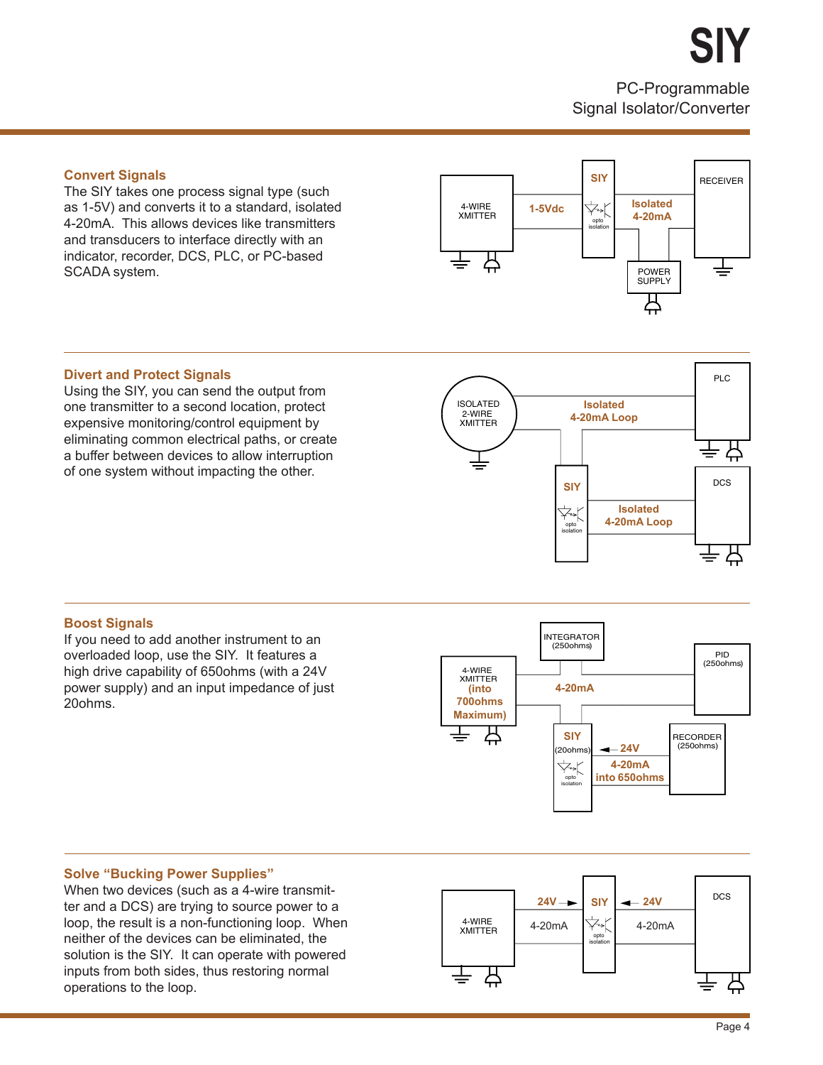## Convert Signals

The SIY takes one process signal type (such as 1-5V) and converts it to a standard, isolated 4-20mA. This allows devices like transmitters and transducers to interface directly with an indicator, recorder, DCS, PLC, or PC-based SCADA system.

## Divert and Protect Signals

Using the SIY, you can send the output from one transmitter to a second location, protect expensive monitoring/control equipment by eliminating common electrical paths, or create a buffer between devices to allow interruption of one system without impacting the other.

## Boost Signals

If you need to add another instrument to an overloaded loop, use the SIY. It features a high drive capability of 650ohms (with a 24V power supply) and an input impedance of just 20ohms.

## Solve "Bucking Power Supplies"

When two devices (such as a 4-wire transmitter and a DCS) are trying to source power to a loop, the result is a non-functioning loop. When neither of the devices can be eliminated, the solution is the SIY. It can operate with powered inputs from both sides, thus restoring normal operations to the loop.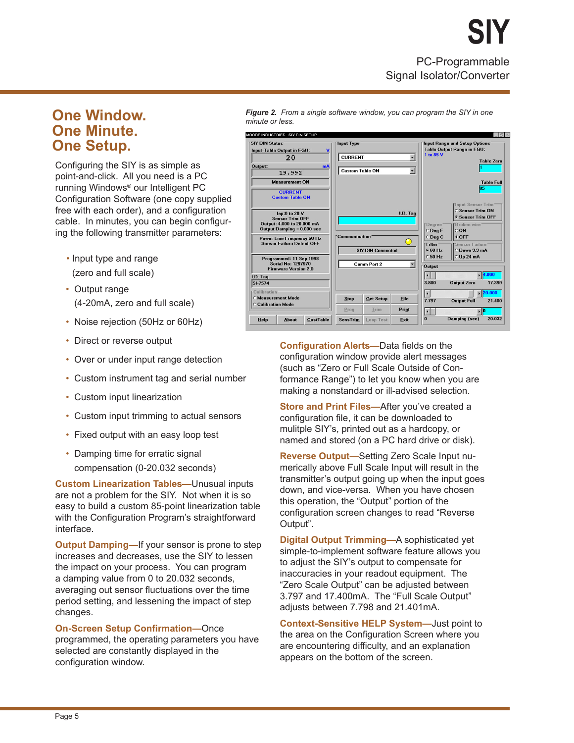## One Window. One Minute. One Setup.

Configuring the SIY is as simple as point-and-click. All you need is a PC running Windows® our Intelligent PC Configuration Software (one copy supplied free with each order), and a configuration cable. In minutes, you can begin configuring the following transmitter parameters:

- Input type and range (zero and full scale)
- Output range (4-20mA, zero and full scale)
- Noise rejection (50Hz or 60Hz)
- Direct or reverse output
- Over or under input range detection
- Custom instrument tag and serial number
- Custom input linearization
- Custom input trimming to actual sensors
- Fixed output with an easy loop test
- Damping time for erratic signal compensation (0-20.032 seconds)

**Custom Linearization Tables**—Unusual inputs are not a problem for the SIY. Not when it is so easy to build a custom 85-point linearization table with the Configuration Program's straightforward interface.

**Output Damping**—If your sensor is prone to step increases and decreases, use the SIY to lessen the impact on your process. You can program a damping value from 0 to 20.032 seconds, averaging out sensor fluctuations over the time period setting, and lessening the impact of step changes.

**On-Screen Setup Confirmation**—Once programmed, the operating parameters you have selected are constantly displayed in the configuration window.

*Figure 2. From a single software window, you can program the SIY in one minute or less.*

**Configuration Alerts**—Data fields on the configuration window provide alert messages (such as "Zero or Full Scale Outside of Conformance Range") to let you know when you are making a nonstandard or ill-advised selection.

**Store and Print Files**—After you've created a configuration file, it can be downloaded to mulitple SIY's, printed out as a hardcopy, or named and stored (on a PC hard drive or disk).

**Reverse Output**—Setting Zero Scale Input numerically above Full Scale Input will result in the transmitter's output going up when the input goes down, and vice-versa. When you have chosen this operation, the "Output" portion of the configuration screen changes to read "Reverse Output".

**Digital Output Trimming**—A sophisticated yet simple-to-implement software feature allows you to adjust the SIY's output to compensate for inaccuracies in your readout equipment. The "Zero Scale Output" can be adjusted between 3.797 and 17.400mA. The "Full Scale Output" adjusts between 7.798 and 21.401mA.

**Context-Sensitive HELP System**—Just point to the area on the Configuration Screen where you are encountering difficulty, and an explanation appears on the bottom of the screen.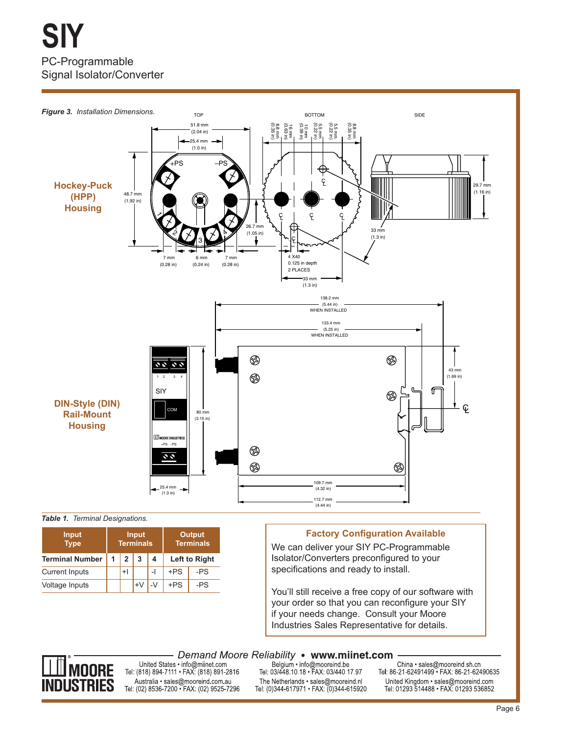# SIY

PC-Programmable
Signal Isolator/Converter

***Figure 3.** Installation Dimensions.*

TOP

BOTTOM

SIDE

51.8 mm (2.04 in)

25.4 mm (1.0 in)

+PS

–PS

48.7 mm (1.92 in)

26.7 mm (1.05 in)

7 mm (0.28 in)

6 mm (0.24 in)

7 mm (0.28 in)

8.8 mm (0.35 in)

16 mm (0.63 in)

10 mm (0.39 in)

5.5 mm (0.22 in)

5.5 mm (0.22 in)

8.8 mm (0.35 in)

4 X40 0.125 in depth 2 PLACES

33 mm (1.3 in)

33 mm (1.3 in)

29.7 mm (1.16 in)

**Hockey-Puck (HPP) Housing**

138.2 mm (5.44 in) WHEN INSTALLED

133.4 mm (5.25 in) WHEN INSTALLED

43 mm (1.69 in)

80 mm (3.15 in)

25.4 mm (1.0 in)

109.7 mm (4.32 in)

112.7 mm (4.44 in)

**DIN-Style (DIN) Rail-Mount Housing**

***Table 1.** Terminal Designations.*

| Input Type | Input Terminals | | | | Output Terminals | |
|---|---|---|---|---|---|---|
| **Terminal Number** | **1** | **2** | **3** | **4** | **Left to Right** | |
| Current Inputs | | +I | | -I | +PS | -PS |
| Voltage Inputs | | | +V | -V | +PS | -PS |

## Factory Configuration Available

We can deliver your SIY PC-Programmable Isolator/Converters preconfigured to your specifications and ready to install.

You'll still receive a free copy of our software with your order so that you can reconfigure your SIY if your needs change. Consult your Moore Industries Sales Representative for details.

*Demand Moore Reliability* • **www.miinet.com**

United States • info@miinet.com
Tel: (818) 894-7111 • FAX: (818) 891-2816

Australia • sales@mooreind.com.au
Tel: (02) 8536-7200 • FAX: (02) 9525-7296

Belgium • info@mooreind.be
Tel: 03/448.10.18 • FAX: 03/440.17.97

The Netherlands • sales@mooreind.nl
Tel: (0)344-617971 • FAX: (0)344-615920

China • sales@mooreind.sh.cn
Tel: 86-21-62491499 • FAX: 86-21-62490635

United Kingdom • sales@mooreind.com
Tel: 01293 514488 • FAX: 01293 536852